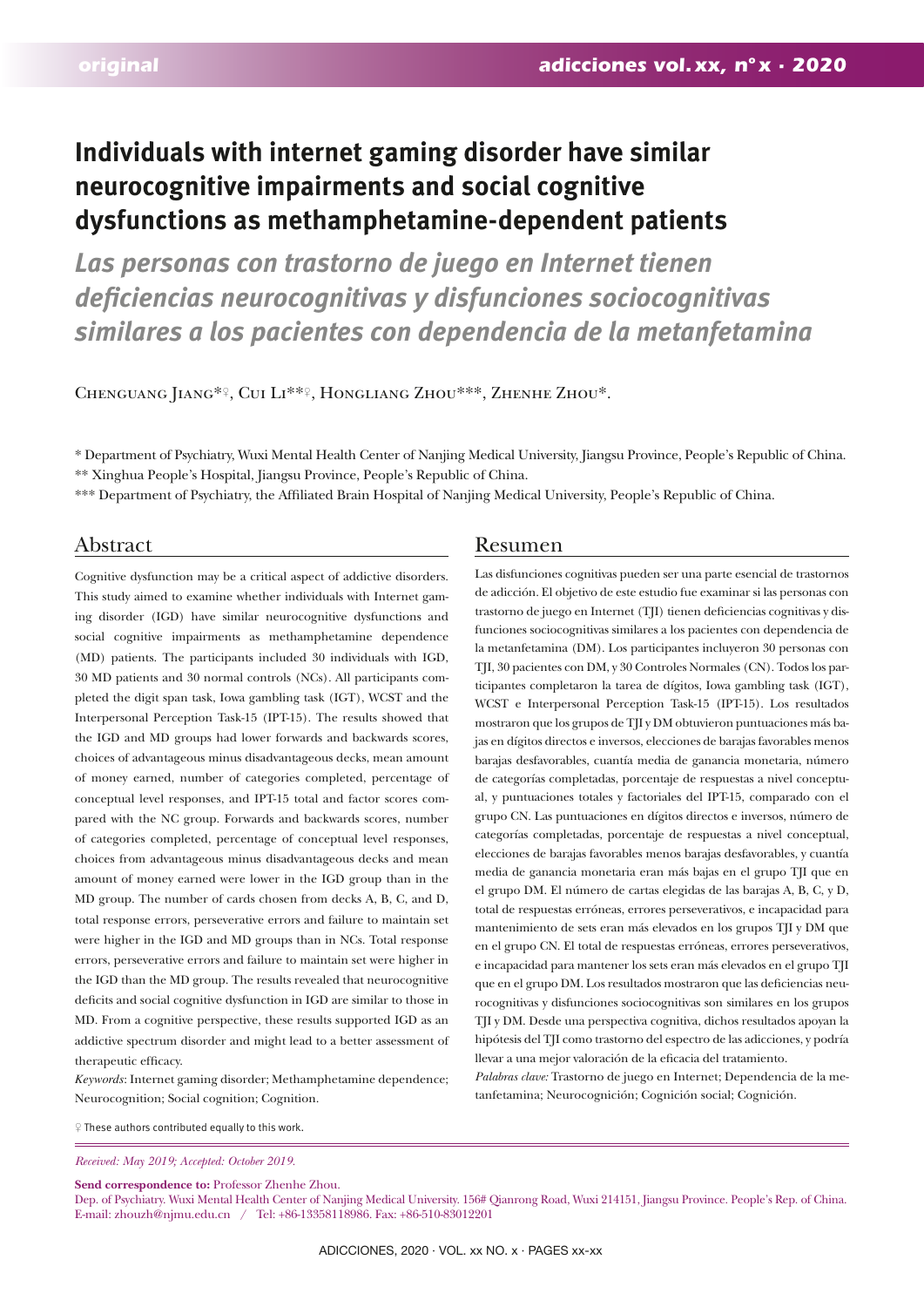# Individuals with internet gaming disorder have similar neurocognitive impairments and social cognitive dysfunctions as methamphetamine-dependent patients

## *Las personas con trastorno de juego en Internet tienen deficiencias neurocognitivas y disfunciones sociocognitivas similares a los pacientes con dependencia de la metanfetamina*

Chenguang Jiang*♀, Cui Li**♀, Hongliang Zhou***, Zhenhe Zhou*.

\* Department of Psychiatry, Wuxi Mental Health Center of Nanjing Medical University, Jiangsu Province, People's Republic of China.
\** Xinghua People's Hospital, Jiangsu Province, People's Republic of China.
\*** Department of Psychiatry, the Affiliated Brain Hospital of Nanjing Medical University, People's Republic of China.

## Abstract

Cognitive dysfunction may be a critical aspect of addictive disorders. This study aimed to examine whether individuals with Internet gaming disorder (IGD) have similar neurocognitive dysfunctions and social cognitive impairments as methamphetamine dependence (MD) patients. The participants included 30 individuals with IGD, 30 MD patients and 30 normal controls (NCs). All participants completed the digit span task, Iowa gambling task (IGT), WCST and the Interpersonal Perception Task-15 (IPT-15). The results showed that the IGD and MD groups had lower forwards and backwards scores, choices of advantageous minus disadvantageous decks, mean amount of money earned, number of categories completed, percentage of conceptual level responses, and IPT-15 total and factor scores compared with the NC group. Forwards and backwards scores, number of categories completed, percentage of conceptual level responses, choices from advantageous minus disadvantageous decks and mean amount of money earned were lower in the IGD group than in the MD group. The number of cards chosen from decks A, B, C, and D, total response errors, perseverative errors and failure to maintain set were higher in the IGD and MD groups than in NCs. Total response errors, perseverative errors and failure to maintain set were higher in the IGD than the MD group. The results revealed that neurocognitive deficits and social cognitive dysfunction in IGD are similar to those in MD. From a cognitive perspective, these results supported IGD as an addictive spectrum disorder and might lead to a better assessment of therapeutic efficacy.

*Keywords*: Internet gaming disorder; Methamphetamine dependence; Neurocognition; Social cognition; Cognition.

## Resumen

Las disfunciones cognitivas pueden ser una parte esencial de trastornos de adicción. El objetivo de este estudio fue examinar si las personas con trastorno de juego en Internet (TJI) tienen deficiencias cognitivas y disfunciones sociocognitivas similares a los pacientes con dependencia de la metanfetamina (DM). Los participantes incluyeron 30 personas con TJI, 30 pacientes con DM, y 30 Controles Normales (CN). Todos los participantes completaron la tarea de dígitos, Iowa gambling task (IGT), WCST e Interpersonal Perception Task-15 (IPT-15). Los resultados mostraron que los grupos de TJI y DM obtuvieron puntuaciones más bajas en dígitos directos e inversos, elecciones de barajas favorables menos barajas desfavorables, cuantía media de ganancia monetaria, número de categorías completadas, porcentaje de respuestas a nivel conceptual, y puntuaciones totales y factoriales del IPT-15, comparado con el grupo CN. Las puntuaciones en dígitos directos e inversos, número de categorías completadas, porcentaje de respuestas a nivel conceptual, elecciones de barajas favorables menos barajas desfavorables, y cuantía media de ganancia monetaria eran más bajas en el grupo TJI que en el grupo DM. El número de cartas elegidas de las barajas A, B, C, y D, total de respuestas erróneas, errores perseverativos, e incapacidad para mantenimiento de sets eran más elevados en los grupos TJI y DM que en el grupo CN. El total de respuestas erróneas, errores perseverativos, e incapacidad para mantener los sets eran más elevados en el grupo TJI que en el grupo DM. Los resultados mostraron que las deficiencias neurocognitivas y disfunciones sociocognitivas son similares en los grupos TJI y DM. Desde una perspectiva cognitiva, dichos resultados apoyan la hipótesis del TJI como trastorno del espectro de las adicciones, y podría llevar a una mejor valoración de la eficacia del tratamiento.

*Palabras clave:* Trastorno de juego en Internet; Dependencia de la metanfetamina; Neurocognición; Cognición social; Cognición.

♀ These authors contributed equally to this work.

*Received: May 2019; Accepted: October 2019.*

**Send correspondence to:** Professor Zhenhe Zhou.
Dep. of Psychiatry. Wuxi Mental Health Center of Nanjing Medical University. 156# Qianrong Road, Wuxi 214151, Jiangsu Province. People's Rep. of China.
E-mail: zhouzh@njmu.edu.cn / Tel: +86-13358118986. Fax: +86-510-83012201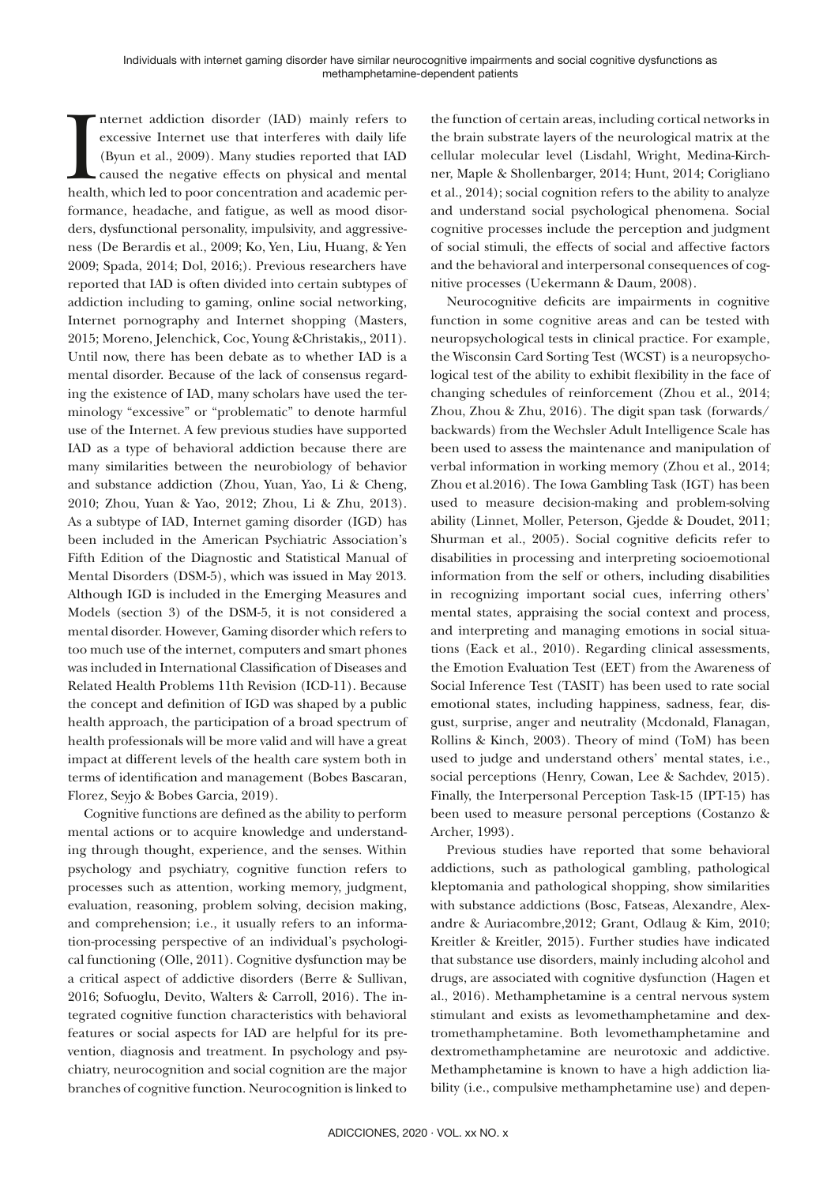Internet addiction disorder (IAD) mainly refers to excessive Internet use that interferes with daily life (Byun et al., 2009). Many studies reported that IAD caused the negative effects on physical and mental health, which led to poor concentration and academic performance, headache, and fatigue, as well as mood disorders, dysfunctional personality, impulsivity, and aggressiveness (De Berardis et al., 2009; Ko, Yen, Liu, Huang, & Yen 2009; Spada, 2014; Dol, 2016;). Previous researchers have reported that IAD is often divided into certain subtypes of addiction including to gaming, online social networking, Internet pornography and Internet shopping (Masters, 2015; Moreno, Jelenchick, Coc, Young &Christakis,, 2011). Until now, there has been debate as to whether IAD is a mental disorder. Because of the lack of consensus regarding the existence of IAD, many scholars have used the terminology "excessive" or "problematic" to denote harmful use of the Internet. A few previous studies have supported IAD as a type of behavioral addiction because there are many similarities between the neurobiology of behavior and substance addiction (Zhou, Yuan, Yao, Li & Cheng, 2010; Zhou, Yuan & Yao, 2012; Zhou, Li & Zhu, 2013). As a subtype of IAD, Internet gaming disorder (IGD) has been included in the American Psychiatric Association's Fifth Edition of the Diagnostic and Statistical Manual of Mental Disorders (DSM-5), which was issued in May 2013. Although IGD is included in the Emerging Measures and Models (section 3) of the DSM-5, it is not considered a mental disorder. However, Gaming disorder which refers to too much use of the internet, computers and smart phones was included in International Classification of Diseases and Related Health Problems 11th Revision (ICD-11). Because the concept and definition of IGD was shaped by a public health approach, the participation of a broad spectrum of health professionals will be more valid and will have a great impact at different levels of the health care system both in terms of identification and management (Bobes Bascaran, Florez, Seyjo & Bobes Garcia, 2019).

Cognitive functions are defined as the ability to perform mental actions or to acquire knowledge and understanding through thought, experience, and the senses. Within psychology and psychiatry, cognitive function refers to processes such as attention, working memory, judgment, evaluation, reasoning, problem solving, decision making, and comprehension; i.e., it usually refers to an information-processing perspective of an individual's psychological functioning (Olle, 2011). Cognitive dysfunction may be a critical aspect of addictive disorders (Berre & Sullivan, 2016; Sofuoglu, Devito, Walters & Carroll, 2016). The integrated cognitive function characteristics with behavioral features or social aspects for IAD are helpful for its prevention, diagnosis and treatment. In psychology and psychiatry, neurocognition and social cognition are the major branches of cognitive function. Neurocognition is linked to the function of certain areas, including cortical networks in the brain substrate layers of the neurological matrix at the cellular molecular level (Lisdahl, Wright, Medina-Kirchner, Maple & Shollenbarger, 2014; Hunt, 2014; Corigliano et al., 2014); social cognition refers to the ability to analyze and understand social psychological phenomena. Social cognitive processes include the perception and judgment of social stimuli, the effects of social and affective factors and the behavioral and interpersonal consequences of cognitive processes (Uekermann & Daum, 2008).

Neurocognitive deficits are impairments in cognitive function in some cognitive areas and can be tested with neuropsychological tests in clinical practice. For example, the Wisconsin Card Sorting Test (WCST) is a neuropsychological test of the ability to exhibit flexibility in the face of changing schedules of reinforcement (Zhou et al., 2014; Zhou, Zhou & Zhu, 2016). The digit span task (forwards/backwards) from the Wechsler Adult Intelligence Scale has been used to assess the maintenance and manipulation of verbal information in working memory (Zhou et al., 2014; Zhou et al.2016). The Iowa Gambling Task (IGT) has been used to measure decision-making and problem-solving ability (Linnet, Moller, Peterson, Gjedde & Doudet, 2011; Shurman et al., 2005). Social cognitive deficits refer to disabilities in processing and interpreting socioemotional information from the self or others, including disabilities in recognizing important social cues, inferring others' mental states, appraising the social context and process, and interpreting and managing emotions in social situations (Eack et al., 2010). Regarding clinical assessments, the Emotion Evaluation Test (EET) from the Awareness of Social Inference Test (TASIT) has been used to rate social emotional states, including happiness, sadness, fear, disgust, surprise, anger and neutrality (Mcdonald, Flanagan, Rollins & Kinch, 2003). Theory of mind (ToM) has been used to judge and understand others' mental states, i.e., social perceptions (Henry, Cowan, Lee & Sachdev, 2015). Finally, the Interpersonal Perception Task-15 (IPT-15) has been used to measure personal perceptions (Costanzo & Archer, 1993).

Previous studies have reported that some behavioral addictions, such as pathological gambling, pathological kleptomania and pathological shopping, show similarities with substance addictions (Bosc, Fatseas, Alexandre, Alexandre & Auriacombre,2012; Grant, Odlaug & Kim, 2010; Kreitler & Kreitler, 2015). Further studies have indicated that substance use disorders, mainly including alcohol and drugs, are associated with cognitive dysfunction (Hagen et al., 2016). Methamphetamine is a central nervous system stimulant and exists as levomethamphetamine and dextromethamphetamine. Both levomethamphetamine and dextromethamphetamine are neurotoxic and addictive. Methamphetamine is known to have a high addiction liability (i.e., compulsive methamphetamine use) and depen-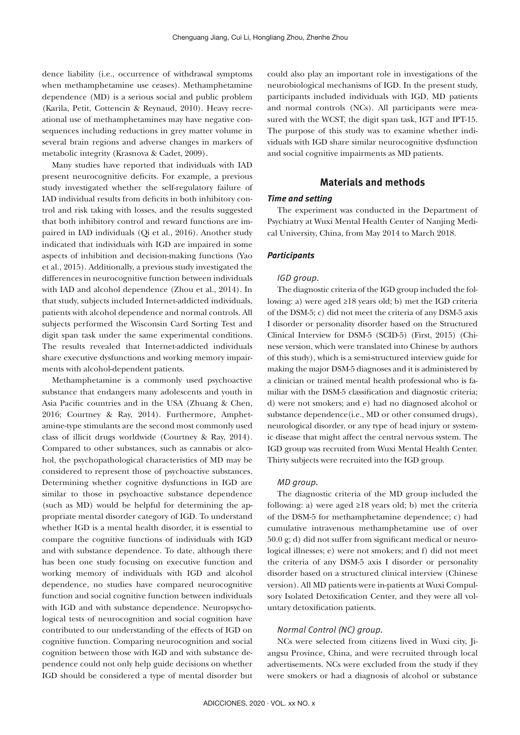dence liability (i.e., occurrence of withdrawal symptoms when methamphetamine use ceases). Methamphetamine dependence (MD) is a serious social and public problem (Karila, Petit, Cottencin & Reynaud, 2010). Heavy recreational use of methamphetamines may have negative consequences including reductions in grey matter volume in several brain regions and adverse changes in markers of metabolic integrity (Krasnova & Cadet, 2009).

Many studies have reported that individuals with IAD present neurocognitive deficits. For example, a previous study investigated whether the self-regulatory failure of IAD individual results from deficits in both inhibitory control and risk taking with losses, and the results suggested that both inhibitory control and reward functions are impaired in IAD individuals (Qi et al., 2016). Another study indicated that individuals with IGD are impaired in some aspects of inhibition and decision-making functions (Yao et al., 2015). Additionally, a previous study investigated the differences in neurocognitive function between individuals with IAD and alcohol dependence (Zhou et al., 2014). In that study, subjects included Internet-addicted individuals, patients with alcohol dependence and normal controls. All subjects performed the Wisconsin Card Sorting Test and digit span task under the same experimental conditions. The results revealed that Internet-addicted individuals share executive dysfunctions and working memory impairments with alcohol-dependent patients.

Methamphetamine is a commonly used psychoactive substance that endangers many adolescents and youth in Asia Pacific countries and in the USA (Zhuang & Chen, 2016; Courtney & Ray, 2014). Furthermore, Amphetamine-type stimulants are the second most commonly used class of illicit drugs worldwide (Courtney & Ray, 2014). Compared to other substances, such as cannabis or alcohol, the psychopathological characteristics of MD may be considered to represent those of psychoactive substances. Determining whether cognitive dysfunctions in IGD are similar to those in psychoactive substance dependence (such as MD) would be helpful for determining the appropriate mental disorder category of IGD. To understand whether IGD is a mental health disorder, it is essential to compare the cognitive functions of individuals with IGD and with substance dependence. To date, although there has been one study focusing on executive function and working memory of individuals with IGD and alcohol dependence, no studies have compared neurocognitive function and social cognitive function between individuals with IGD and with substance dependence. Neuropsychological tests of neurocognition and social cognition have contributed to our understanding of the effects of IGD on cognitive function. Comparing neurocognition and social cognition between those with IGD and with substance dependence could not only help guide decisions on whether IGD should be considered a type of mental disorder but could also play an important role in investigations of the neurobiological mechanisms of IGD. In the present study, participants included individuals with IGD, MD patients and normal controls (NCs). All participants were measured with the WCST, the digit span task, IGT and IPT-15. The purpose of this study was to examine whether individuals with IGD share similar neurocognitive dysfunction and social cognitive impairments as MD patients.

## Materials and methods

### *Time and setting*

The experiment was conducted in the Department of Psychiatry at Wuxi Mental Health Center of Nanjing Medical University, China, from May 2014 to March 2018.

### *Participants*

*IGD group.*

The diagnostic criteria of the IGD group included the following: a) were aged ≥18 years old; b) met the IGD criteria of the DSM-5; c) did not meet the criteria of any DSM-5 axis I disorder or personality disorder based on the Structured Clinical Interview for DSM-5 (SCID-5) (First, 2015) (Chinese version, which were translated into Chinese by authors of this study), which is a semi-structured interview guide for making the major DSM-5 diagnoses and it is administered by a clinician or trained mental health professional who is familiar with the DSM-5 classification and diagnostic criteria; d) were not smokers; and e) had no diagnosed alcohol or substance dependence(i.e., MD or other consumed drugs), neurological disorder, or any type of head injury or systemic disease that might affect the central nervous system. The IGD group was recruited from Wuxi Mental Health Center. Thirty subjects were recruited into the IGD group.

*MD group.*

The diagnostic criteria of the MD group included the following: a) were aged ≥18 years old; b) met the criteria of the DSM-5 for methamphetamine dependence; c) had cumulative intravenous methamphetamine use of over 50.0 g; d) did not suffer from significant medical or neurological illnesses; e) were not smokers; and f) did not meet the criteria of any DSM-5 axis I disorder or personality disorder based on a structured clinical interview (Chinese version). All MD patients were in-patients at Wuxi Compulsory Isolated Detoxification Center, and they were all voluntary detoxification patients.

*Normal Control (NC) group.*

NCs were selected from citizens lived in Wuxi city, Jiangsu Province, China, and were recruited through local advertisements. NCs were excluded from the study if they were smokers or had a diagnosis of alcohol or substance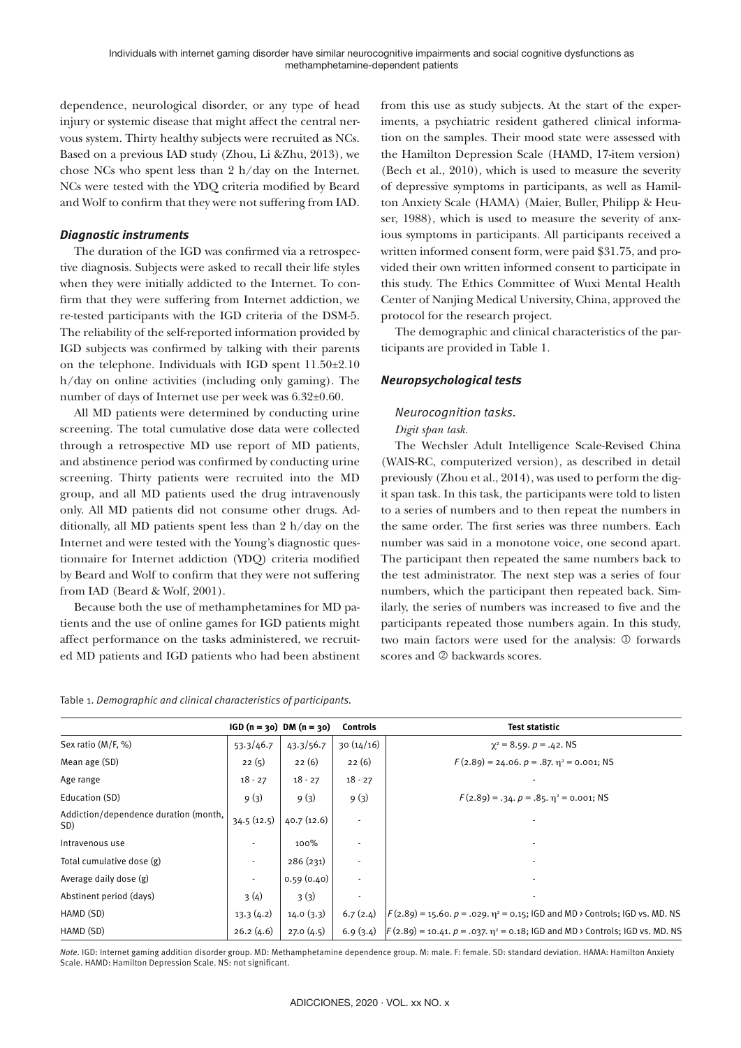dependence, neurological disorder, or any type of head injury or systemic disease that might affect the central nervous system. Thirty healthy subjects were recruited as NCs. Based on a previous IAD study (Zhou, Li &Zhu, 2013), we chose NCs who spent less than 2 h/day on the Internet. NCs were tested with the YDQ criteria modified by Beard and Wolf to confirm that they were not suffering from IAD.

### *Diagnostic instruments*

The duration of the IGD was confirmed via a retrospective diagnosis. Subjects were asked to recall their life styles when they were initially addicted to the Internet. To confirm that they were suffering from Internet addiction, we re-tested participants with the IGD criteria of the DSM-5. The reliability of the self-reported information provided by IGD subjects was confirmed by talking with their parents on the telephone. Individuals with IGD spent 11.50±2.10 h/day on online activities (including only gaming). The number of days of Internet use per week was 6.32±0.60.

All MD patients were determined by conducting urine screening. The total cumulative dose data were collected through a retrospective MD use report of MD patients, and abstinence period was confirmed by conducting urine screening. Thirty patients were recruited into the MD group, and all MD patients used the drug intravenously only. All MD patients did not consume other drugs. Additionally, all MD patients spent less than 2 h/day on the Internet and were tested with the Young's diagnostic questionnaire for Internet addiction (YDQ) criteria modified by Beard and Wolf to confirm that they were not suffering from IAD (Beard & Wolf, 2001).

Because both the use of methamphetamines for MD patients and the use of online games for IGD patients might affect performance on the tasks administered, we recruited MD patients and IGD patients who had been abstinent from this use as study subjects. At the start of the experiments, a psychiatric resident gathered clinical information on the samples. Their mood state were assessed with the Hamilton Depression Scale (HAMD, 17-item version) (Bech et al., 2010), which is used to measure the severity of depressive symptoms in participants, as well as Hamilton Anxiety Scale (HAMA) (Maier, Buller, Philipp & Heuser, 1988), which is used to measure the severity of anxious symptoms in participants. All participants received a written informed consent form, were paid $31.75, and provided their own written informed consent to participate in this study. The Ethics Committee of Wuxi Mental Health Center of Nanjing Medical University, China, approved the protocol for the research project.

The demographic and clinical characteristics of the participants are provided in Table 1.

### *Neuropsychological tests*

#### *Neurocognition tasks.*

*Digit span task.*

The Wechsler Adult Intelligence Scale-Revised China (WAIS-RC, computerized version), as described in detail previously (Zhou et al., 2014), was used to perform the digit span task. In this task, the participants were told to listen to a series of numbers and to then repeat the numbers in the same order. The first series was three numbers. Each number was said in a monotone voice, one second apart. The participant then repeated the same numbers back to the test administrator. The next step was a series of four numbers, which the participant then repeated back. Similarly, the series of numbers was increased to five and the participants repeated those numbers again. In this study, two main factors were used for the analysis: ① forwards scores and ② backwards scores.

Table 1. *Demographic and clinical characteristics of participants.*

| | IGD (n = 30) | DM (n = 30) | Controls | Test statistic |
|---|---|---|---|---|
| Sex ratio (M/F, %) | 53.3/46.7 | 43.3/56.7 | 30 (14/16) | $\chi^2$ = 8.59. $p$ = .42. NS |
| Mean age (SD) | 22 (5) | 22 (6) | 22 (6) | $F$ (2.89) = 24.06. $p$ = .87. $\eta^2$ = 0.001; NS |
| Age range | 18 - 27 | 18 - 27 | 18 - 27 | - |
| Education (SD) | 9 (3) | 9 (3) | 9 (3) | $F$ (2.89) = .34. $p$ = .85. $\eta^2$ = 0.001; NS |
| Addiction/dependence duration (month, SD) | 34.5 (12.5) | 40.7 (12.6) | - | - |
| Intravenous use | - | 100% | - | - |
| Total cumulative dose (g) | - | 286 (231) | - | - |
| Average daily dose (g) | - | 0.59 (0.40) | - | - |
| Abstinent period (days) | 3 (4) | 3 (3) | - | - |
| HAMD (SD) | 13.3 (4.2) | 14.0 (3.3) | 6.7 (2.4) | $F$ (2.89) = 15.60. $p$ = .029. $\eta^2$ = 0.15; IGD and MD › Controls; IGD vs. MD. NS |
| HAMD (SD) | 26.2 (4.6) | 27.0 (4.5) | 6.9 (3.4) | $F$ (2.89) = 10.41. $p$ = .037. $\eta^2$ = 0.18; IGD and MD › Controls; IGD vs. MD. NS |

*Note.* IGD: Internet gaming addition disorder group. MD: Methamphetamine dependence group. M: male. F: female. SD: standard deviation. HAMA: Hamilton Anxiety Scale. HAMD: Hamilton Depression Scale. NS: not significant.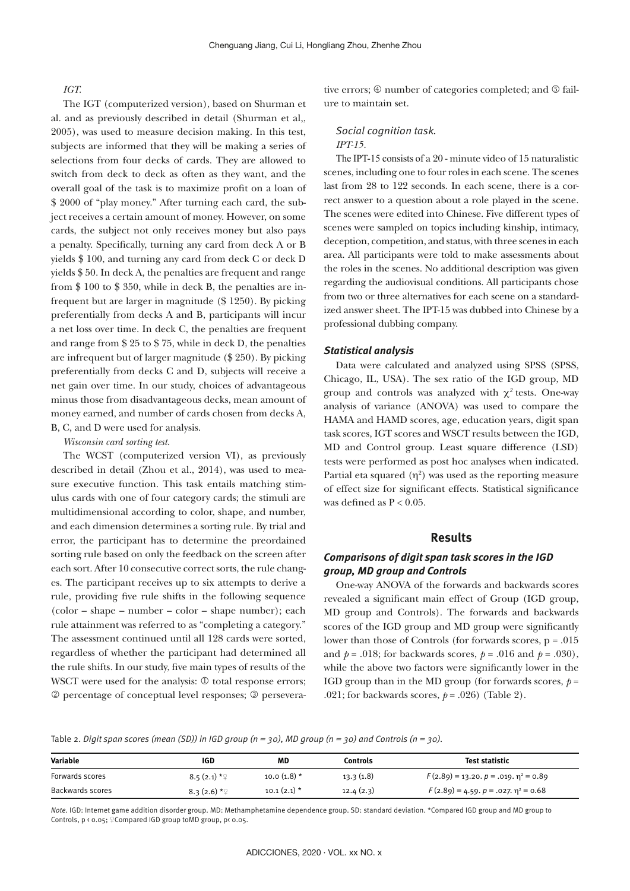*IGT.*

The IGT (computerized version), based on Shurman et al. and as previously described in detail (Shurman et al,, 2005), was used to measure decision making. In this test, subjects are informed that they will be making a series of selections from four decks of cards. They are allowed to switch from deck to deck as often as they want, and the overall goal of the task is to maximize profit on a loan of \$ 2000 of "play money." After turning each card, the subject receives a certain amount of money. However, on some cards, the subject not only receives money but also pays a penalty. Specifically, turning any card from deck A or B yields \$ 100, and turning any card from deck C or deck D yields \$ 50. In deck A, the penalties are frequent and range from \$ 100 to \$ 350, while in deck B, the penalties are infrequent but are larger in magnitude (\$ 1250). By picking preferentially from decks A and B, participants will incur a net loss over time. In deck C, the penalties are frequent and range from \$ 25 to \$ 75, while in deck D, the penalties are infrequent but of larger magnitude (\$ 250). By picking preferentially from decks C and D, subjects will receive a net gain over time. In our study, choices of advantageous minus those from disadvantageous decks, mean amount of money earned, and number of cards chosen from decks A, B, C, and D were used for analysis.

*Wisconsin card sorting test.*

The WCST (computerized version VI), as previously described in detail (Zhou et al., 2014), was used to measure executive function. This task entails matching stimulus cards with one of four category cards; the stimuli are multidimensional according to color, shape, and number, and each dimension determines a sorting rule. By trial and error, the participant has to determine the preordained sorting rule based on only the feedback on the screen after each sort. After 10 consecutive correct sorts, the rule changes. The participant receives up to six attempts to derive a rule, providing five rule shifts in the following sequence (color – shape – number – color – shape number); each rule attainment was referred to as "completing a category." The assessment continued until all 128 cards were sorted, regardless of whether the participant had determined all the rule shifts. In our study, five main types of results of the WSCT were used for the analysis: ① total response errors; ② percentage of conceptual level responses; ③ perseverative errors; ④ number of categories completed; and ⑤ failure to maintain set.

### *Social cognition task.*

*IPT-15.*

The IPT-15 consists of a 20 - minute video of 15 naturalistic scenes, including one to four roles in each scene. The scenes last from 28 to 122 seconds. In each scene, there is a correct answer to a question about a role played in the scene. The scenes were edited into Chinese. Five different types of scenes were sampled on topics including kinship, intimacy, deception, competition, and status, with three scenes in each area. All participants were told to make assessments about the roles in the scenes. No additional description was given regarding the audiovisual conditions. All participants chose from two or three alternatives for each scene on a standardized answer sheet. The IPT-15 was dubbed into Chinese by a professional dubbing company.

### *Statistical analysis*

Data were calculated and analyzed using SPSS (SPSS, Chicago, IL, USA). The sex ratio of the IGD group, MD group and controls was analyzed with $\chi^2$ tests. One-way analysis of variance (ANOVA) was used to compare the HAMA and HAMD scores, age, education years, digit span task scores, IGT scores and WSCT results between the IGD, MD and Control group. Least square difference (LSD) tests were performed as post hoc analyses when indicated. Partial eta squared ($\eta^2$) was used as the reporting measure of effect size for significant effects. Statistical significance was defined as $P < 0.05$.

## Results

### *Comparisons of digit span task scores in the IGD group, MD group and Controls*

One-way ANOVA of the forwards and backwards scores revealed a significant main effect of Group (IGD group, MD group and Controls). The forwards and backwards scores of the IGD group and MD group were significantly lower than those of Controls (for forwards scores, $p = .015$ and $p = .018$; for backwards scores, $p = .016$ and $p = .030$), while the above two factors were significantly lower in the IGD group than in the MD group (for forwards scores, $p = .021$; for backwards scores, $p = .026$) (Table 2).

Table 2. *Digit span scores (mean (SD)) in IGD group (n = 30), MD group (n = 30) and Controls (n = 30).*

| Variable | IGD | MD | Controls | Test statistic |
|---|---|---|---|---|
| Forwards scores | 8.5 (2.1) *♀ | 10.0 (1.8) * | 13.3 (1.8) | $F(2.89) = 13.20$. $p = .019$. $\eta^2 = 0.89$ |
| Backwards scores | 8.3 (2.6) *♀ | 10.1 (2.1) * | 12.4 (2.3) | $F(2.89) = 4.59$. $p = .027$. $\eta^2 = 0.68$ |

*Note.* IGD: Internet game addition disorder group. MD: Methamphetamine dependence group. SD: standard deviation. *Compared IGD group and MD group to Controls, $p < 0.05$; ♀Compared IGD group toMD group, $p < 0.05$.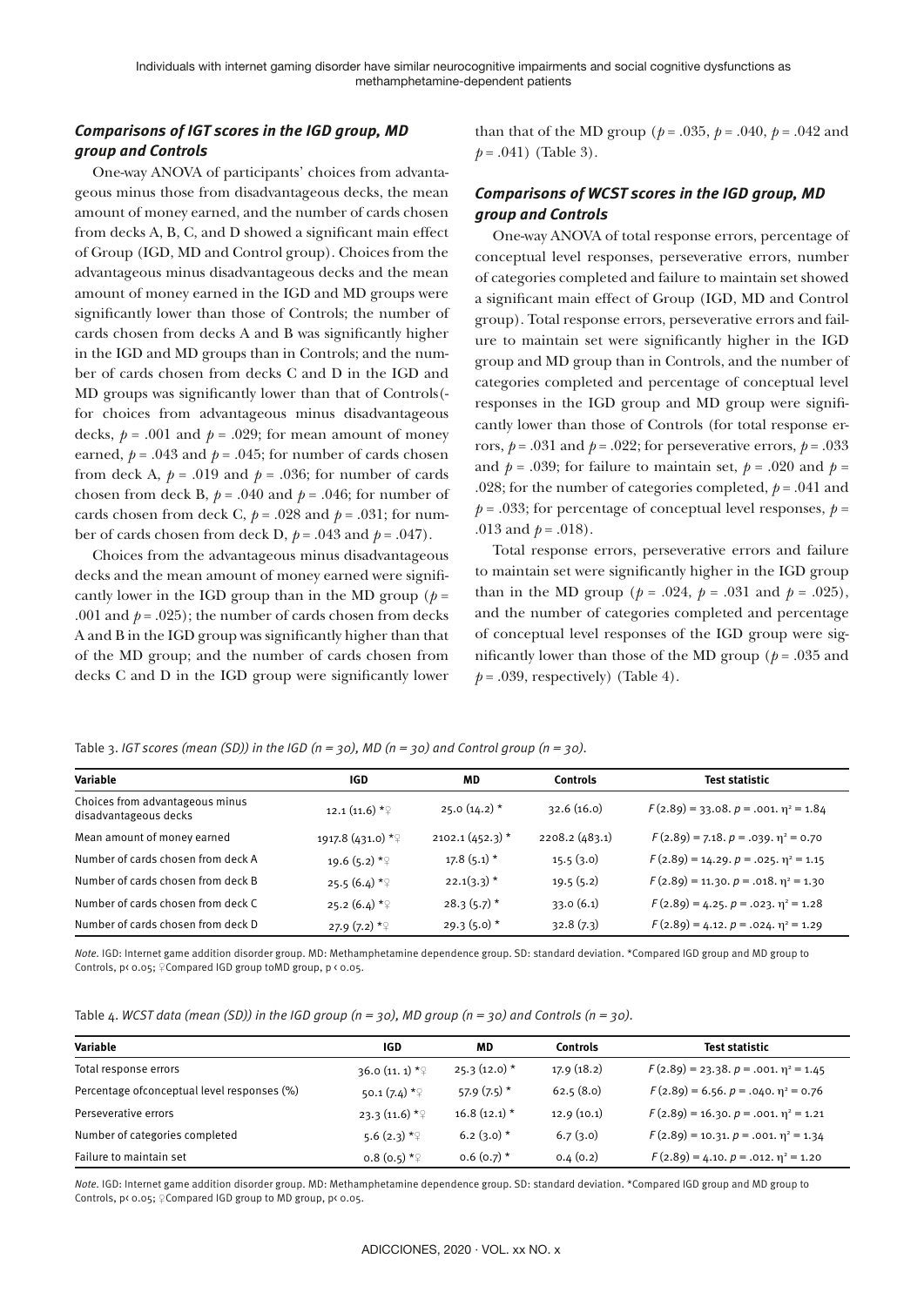### *Comparisons of IGT scores in the IGD group, MD group and Controls*

One-way ANOVA of participants' choices from advantageous minus those from disadvantageous decks, the mean amount of money earned, and the number of cards chosen from decks A, B, C, and D showed a significant main effect of Group (IGD, MD and Control group). Choices from the advantageous minus disadvantageous decks and the mean amount of money earned in the IGD and MD groups were significantly lower than those of Controls; the number of cards chosen from decks A and B was significantly higher in the IGD and MD groups than in Controls; and the number of cards chosen from decks C and D in the IGD and MD groups was significantly lower than that of Controls(-for choices from advantageous minus disadvantageous decks, $p = .001$ and $p = .029$; for mean amount of money earned, $p = .043$ and $p = .045$; for number of cards chosen from deck A, $p = .019$ and $p = .036$; for number of cards chosen from deck B, $p = .040$ and $p = .046$; for number of cards chosen from deck C, $p = .028$ and $p = .031$; for number of cards chosen from deck D, $p = .043$ and $p = .047$).

Choices from the advantageous minus disadvantageous decks and the mean amount of money earned were significantly lower in the IGD group than in the MD group ($p = .001$ and $p = .025$); the number of cards chosen from decks A and B in the IGD group was significantly higher than that of the MD group; and the number of cards chosen from decks C and D in the IGD group were significantly lower than that of the MD group ($p = .035$, $p = .040$, $p = .042$ and $p = .041$) (Table 3).

### *Comparisons of WCST scores in the IGD group, MD group and Controls*

One-way ANOVA of total response errors, percentage of conceptual level responses, perseverative errors, number of categories completed and failure to maintain set showed a significant main effect of Group (IGD, MD and Control group). Total response errors, perseverative errors and failure to maintain set were significantly higher in the IGD group and MD group than in Controls, and the number of categories completed and percentage of conceptual level responses in the IGD group and MD group were significantly lower than those of Controls (for total response errors, $p = .031$ and $p = .022$; for perseverative errors, $p = .033$ and $p = .039$; for failure to maintain set, $p = .020$ and $p = .028$; for the number of categories completed, $p = .041$ and $p = .033$; for percentage of conceptual level responses, $p = .013$ and $p = .018$).

Total response errors, perseverative errors and failure to maintain set were significantly higher in the IGD group than in the MD group ($p = .024$, $p = .031$ and $p = .025$), and the number of categories completed and percentage of conceptual level responses of the IGD group were significantly lower than those of the MD group ($p = .035$ and $p = .039$, respectively) (Table 4).

Table 3. *IGT scores (mean (SD)) in the IGD (n = 30), MD (n = 30) and Control group (n = 30).*

| Variable | IGD | MD | Controls | Test statistic |
|---|---|---|---|---|
| Choices from advantageous minus disadvantageous decks | 12.1 (11.6) *♀ | 25.0 (14.2) * | 32.6 (16.0) | $F(2.89) = 33.08.\ p = .001.\ \eta^2 = 1.84$ |
| Mean amount of money earned | 1917.8 (431.0) *♀ | 2102.1 (452.3) * | 2208.2 (483.1) | $F(2.89) = 7.18.\ p = .039.\ \eta^2 = 0.70$ |
| Number of cards chosen from deck A | 19.6 (5.2) *♀ | 17.8 (5.1) * | 15.5 (3.0) | $F(2.89) = 14.29.\ p = .025.\ \eta^2 = 1.15$ |
| Number of cards chosen from deck B | 25.5 (6.4) *♀ | 22.1(3.3) * | 19.5 (5.2) | $F(2.89) = 11.30.\ p = .018.\ \eta^2 = 1.30$ |
| Number of cards chosen from deck C | 25.2 (6.4) *♀ | 28.3 (5.7) * | 33.0 (6.1) | $F(2.89) = 4.25.\ p = .023.\ \eta^2 = 1.28$ |
| Number of cards chosen from deck D | 27.9 (7.2) *♀ | 29.3 (5.0) * | 32.8 (7.3) | $F(2.89) = 4.12.\ p = .024.\ \eta^2 = 1.29$ |

*Note.* IGD: Internet game addition disorder group. MD: Methamphetamine dependence group. SD: standard deviation. *Compared IGD group and MD group to Controls, p‹ 0.05; ♀Compared IGD group toMD group, p ‹ 0.05.

Table 4. *WCST data (mean (SD)) in the IGD group (n = 30), MD group (n = 30) and Controls (n = 30).*

| Variable | IGD | MD | Controls | Test statistic |
|---|---|---|---|---|
| Total response errors | 36.0 (11. 1) *♀ | 25.3 (12.0) * | 17.9 (18.2) | $F(2.89) = 23.38.\ p = .001.\ \eta^2 = 1.45$ |
| Percentage ofconceptual level responses (%) | 50.1 (7.4) *♀ | 57.9 (7.5) * | 62.5 (8.0) | $F(2.89) = 6.56.\ p = .040.\ \eta^2 = 0.76$ |
| Perseverative errors | 23.3 (11.6) *♀ | 16.8 (12.1) * | 12.9 (10.1) | $F(2.89) = 16.30.\ p = .001.\ \eta^2 = 1.21$ |
| Number of categories completed | 5.6 (2.3) *♀ | 6.2 (3.0) * | 6.7 (3.0) | $F(2.89) = 10.31.\ p = .001.\ \eta^2 = 1.34$ |
| Failure to maintain set | 0.8 (0.5) *♀ | 0.6 (0.7) * | 0.4 (0.2) | $F(2.89) = 4.10.\ p = .012.\ \eta^2 = 1.20$ |

*Note.* IGD: Internet game addition disorder group. MD: Methamphetamine dependence group. SD: standard deviation. *Compared IGD group and MD group to Controls, p‹ 0.05; ♀Compared IGD group to MD group, p‹ 0.05.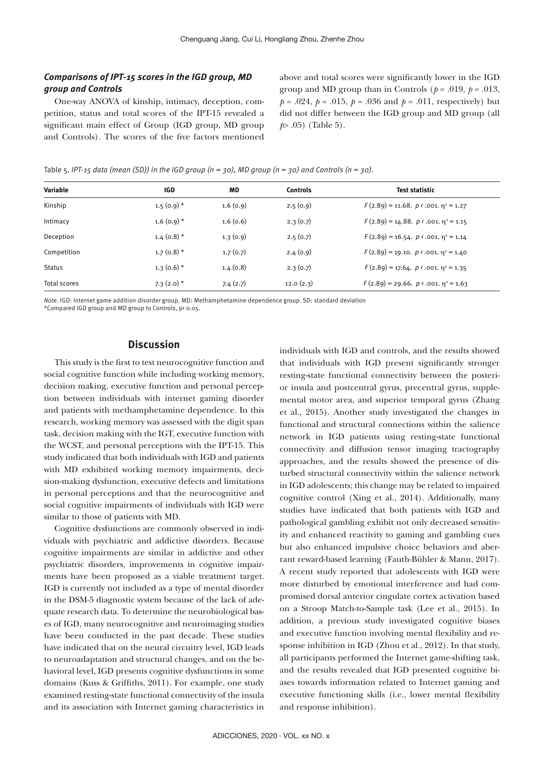### *Comparisons of IPT-15 scores in the IGD group, MD group and Controls*

One-way ANOVA of kinship, intimacy, deception, competition, status and total scores of the IPT-15 revealed a significant main effect of Group (IGD group, MD group and Controls). The scores of the five factors mentioned above and total scores were significantly lower in the IGD group and MD group than in Controls ($p = .019$, $p = .013$, $p = .024$, $p = .015$, $p = .036$ and $p = .011$, respectively) but did not differ between the IGD group and MD group (all $p > .05$) (Table 5).

Table 5. *IPT-15 data (mean (SD)) in the IGD group (n = 30), MD group (n = 30) and Controls (n = 30).*

| Variable | IGD | MD | Controls | Test statistic |
|---|---|---|---|---|
| Kinship | 1.5 (0.9) * | 1.6 (0.9) | 2.5 (0.9) | $F(2.89) = 11.68.\ p < .001.\ \eta^2 = 1.27$ |
| Intimacy | 1.6 (0.9) * | 1.6 (0.6) | 2.3 (0.7) | $F(2.89) = 14.88.\ p < .001.\ \eta^2 = 1.15$ |
| Deception | 1.4 (0.8) * | 1.3 (0.9) | 2.5 (0.7) | $F(2.89) = 16.54.\ p < .001.\ \eta^2 = 1.14$ |
| Competition | 1.7 (0.8) * | 1.7 (0.7) | 2.4 (0.9) | $F(2.89) = 19.10.\ p < .001.\ \eta^2 = 1.40$ |
| Status | 1.3 (0.6) * | 1.4 (0.8) | 2.3 (0.7) | $F(2.89) = 17.64.\ p < .001.\ \eta^2 = 1.35$ |
| Total scores | 7.3 (2.0) * | 7.4 (2.7) | 12.0 (2.3) | $F(2.89) = 29.66.\ p < .001.\ \eta^2 = 1.63$ |

*Note.* IGD: Internet game addition disorder group. MD: Methamphetamine dependence group. SD: standard deviation
*Compared IGD group and MD group to Controls, $p < 0.05$.

## Discussion

This study is the first to test neurocognitive function and social cognitive function while including working memory, decision making, executive function and personal perception between individuals with internet gaming disorder and patients with methamphetamine dependence. In this research, working memory was assessed with the digit span task, decision making with the IGT, executive function with the WCST, and personal perceptions with the IPT-15. This study indicated that both individuals with IGD and patients with MD exhibited working memory impairments, decision-making dysfunction, executive defects and limitations in personal perceptions and that the neurocognitive and social cognitive impairments of individuals with IGD were similar to those of patients with MD.

Cognitive dysfunctions are commonly observed in individuals with psychiatric and addictive disorders. Because cognitive impairments are similar in addictive and other psychiatric disorders, improvements in cognitive impairments have been proposed as a viable treatment target. IGD is currently not included as a type of mental disorder in the DSM-5 diagnostic system because of the lack of adequate research data. To determine the neurobiological bases of IGD, many neurocognitive and neuroimaging studies have been conducted in the past decade. These studies have indicated that on the neural circuitry level, IGD leads to neuroadaptation and structural changes, and on the behavioral level, IGD presents cognitive dysfunctions in some domains (Kuss & Griffiths, 2011). For example, one study examined resting-state functional connectivity of the insula and its association with Internet gaming characteristics in individuals with IGD and controls, and the results showed that individuals with IGD present significantly stronger resting-state functional connectivity between the posterior insula and postcentral gyrus, precentral gyrus, supplemental motor area, and superior temporal gyrus (Zhang et al., 2015). Another study investigated the changes in functional and structural connections within the salience network in IGD patients using resting-state functional connectivity and diffusion tensor imaging tractography approaches, and the results showed the presence of disturbed structural connectivity within the salience network in IGD adolescents; this change may be related to impaired cognitive control (Xing et al., 2014). Additionally, many studies have indicated that both patients with IGD and pathological gambling exhibit not only decreased sensitivity and enhanced reactivity to gaming and gambling cues but also enhanced impulsive choice behaviors and aberrant reward-based learning (Fauth-Bühler & Mann, 2017). A recent study reported that adolescents with IGD were more disturbed by emotional interference and had compromised dorsal anterior cingulate cortex activation based on a Stroop Match-to-Sample task (Lee et al., 2015). In addition, a previous study investigated cognitive biases and executive function involving mental flexibility and response inhibition in IGD (Zhou et al., 2012). In that study, all participants performed the Internet game-shifting task, and the results revealed that IGD presented cognitive biases towards information related to Internet gaming and executive functioning skills (i.e., lower mental flexibility and response inhibition).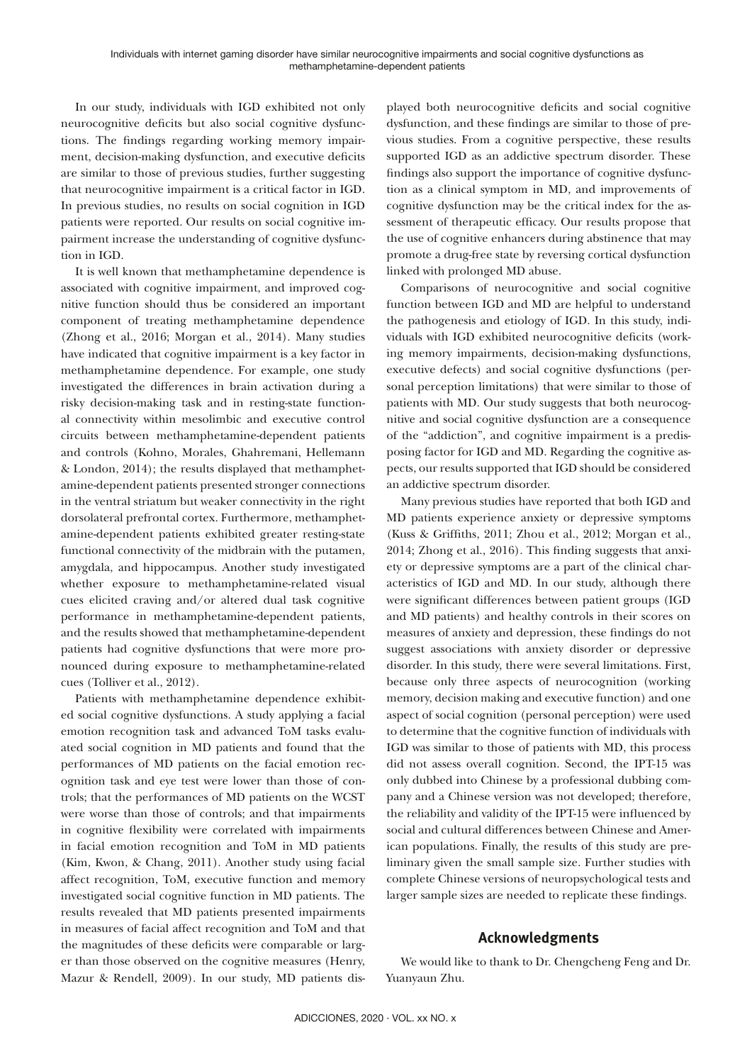In our study, individuals with IGD exhibited not only neurocognitive deficits but also social cognitive dysfunctions. The findings regarding working memory impairment, decision-making dysfunction, and executive deficits are similar to those of previous studies, further suggesting that neurocognitive impairment is a critical factor in IGD. In previous studies, no results on social cognition in IGD patients were reported. Our results on social cognitive impairment increase the understanding of cognitive dysfunction in IGD.

It is well known that methamphetamine dependence is associated with cognitive impairment, and improved cognitive function should thus be considered an important component of treating methamphetamine dependence (Zhong et al., 2016; Morgan et al., 2014). Many studies have indicated that cognitive impairment is a key factor in methamphetamine dependence. For example, one study investigated the differences in brain activation during a risky decision-making task and in resting-state functional connectivity within mesolimbic and executive control circuits between methamphetamine-dependent patients and controls (Kohno, Morales, Ghahremani, Hellemann & London, 2014); the results displayed that methamphetamine-dependent patients presented stronger connections in the ventral striatum but weaker connectivity in the right dorsolateral prefrontal cortex. Furthermore, methamphetamine-dependent patients exhibited greater resting-state functional connectivity of the midbrain with the putamen, amygdala, and hippocampus. Another study investigated whether exposure to methamphetamine-related visual cues elicited craving and/or altered dual task cognitive performance in methamphetamine-dependent patients, and the results showed that methamphetamine-dependent patients had cognitive dysfunctions that were more pronounced during exposure to methamphetamine-related cues (Tolliver et al., 2012).

Patients with methamphetamine dependence exhibited social cognitive dysfunctions. A study applying a facial emotion recognition task and advanced ToM tasks evaluated social cognition in MD patients and found that the performances of MD patients on the facial emotion recognition task and eye test were lower than those of controls; that the performances of MD patients on the WCST were worse than those of controls; and that impairments in cognitive flexibility were correlated with impairments in facial emotion recognition and ToM in MD patients (Kim, Kwon, & Chang, 2011). Another study using facial affect recognition, ToM, executive function and memory investigated social cognitive function in MD patients. The results revealed that MD patients presented impairments in measures of facial affect recognition and ToM and that the magnitudes of these deficits were comparable or larger than those observed on the cognitive measures (Henry, Mazur & Rendell, 2009). In our study, MD patients displayed both neurocognitive deficits and social cognitive dysfunction, and these findings are similar to those of previous studies. From a cognitive perspective, these results supported IGD as an addictive spectrum disorder. These findings also support the importance of cognitive dysfunction as a clinical symptom in MD, and improvements of cognitive dysfunction may be the critical index for the assessment of therapeutic efficacy. Our results propose that the use of cognitive enhancers during abstinence that may promote a drug-free state by reversing cortical dysfunction linked with prolonged MD abuse.

Comparisons of neurocognitive and social cognitive function between IGD and MD are helpful to understand the pathogenesis and etiology of IGD. In this study, individuals with IGD exhibited neurocognitive deficits (working memory impairments, decision-making dysfunctions, executive defects) and social cognitive dysfunctions (personal perception limitations) that were similar to those of patients with MD. Our study suggests that both neurocognitive and social cognitive dysfunction are a consequence of the "addiction", and cognitive impairment is a predisposing factor for IGD and MD. Regarding the cognitive aspects, our results supported that IGD should be considered an addictive spectrum disorder.

Many previous studies have reported that both IGD and MD patients experience anxiety or depressive symptoms (Kuss & Griffiths, 2011; Zhou et al., 2012; Morgan et al., 2014; Zhong et al., 2016). This finding suggests that anxiety or depressive symptoms are a part of the clinical characteristics of IGD and MD. In our study, although there were significant differences between patient groups (IGD and MD patients) and healthy controls in their scores on measures of anxiety and depression, these findings do not suggest associations with anxiety disorder or depressive disorder. In this study, there were several limitations. First, because only three aspects of neurocognition (working memory, decision making and executive function) and one aspect of social cognition (personal perception) were used to determine that the cognitive function of individuals with IGD was similar to those of patients with MD, this process did not assess overall cognition. Second, the IPT-15 was only dubbed into Chinese by a professional dubbing company and a Chinese version was not developed; therefore, the reliability and validity of the IPT-15 were influenced by social and cultural differences between Chinese and American populations. Finally, the results of this study are preliminary given the small sample size. Further studies with complete Chinese versions of neuropsychological tests and larger sample sizes are needed to replicate these findings.

## Acknowledgments

We would like to thank to Dr. Chengcheng Feng and Dr. Yuanyaun Zhu.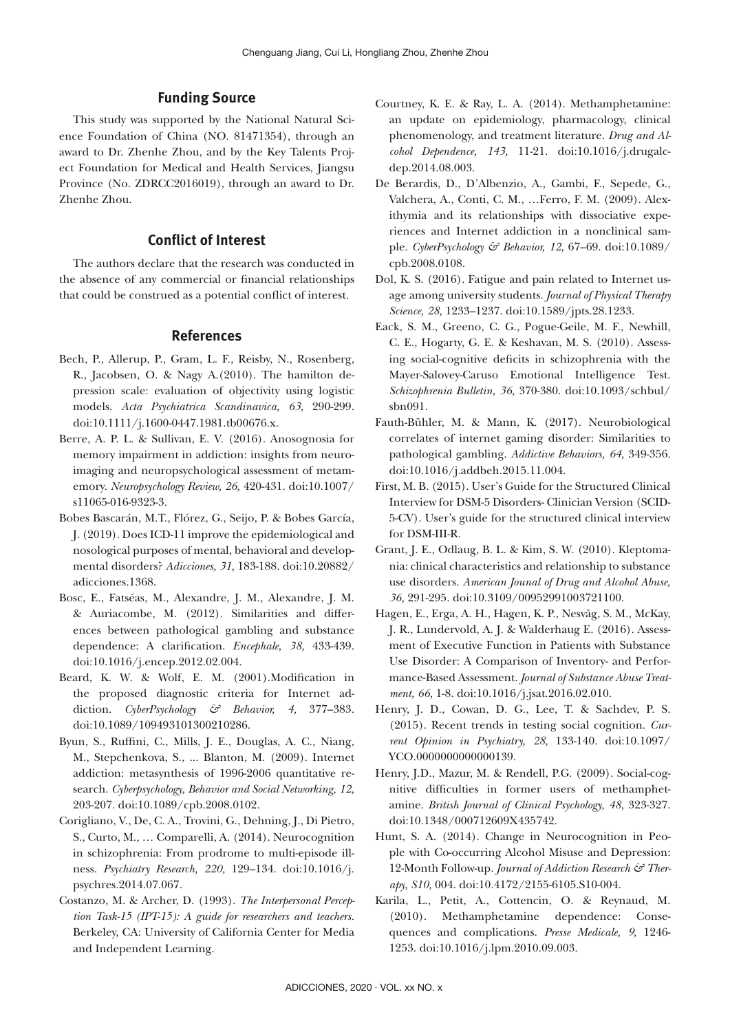## Funding Source

This study was supported by the National Natural Science Foundation of China (NO. 81471354), through an award to Dr. Zhenhe Zhou, and by the Key Talents Project Foundation for Medical and Health Services, Jiangsu Province (No. ZDRCC2016019), through an award to Dr. Zhenhe Zhou.

## Conflict of Interest

The authors declare that the research was conducted in the absence of any commercial or financial relationships that could be construed as a potential conflict of interest.

## References

Bech, P., Allerup, P., Gram, L. F., Reisby, N., Rosenberg, R., Jacobsen, O. & Nagy A.(2010). The hamilton depression scale: evaluation of objectivity using logistic models. *Acta Psychiatrica Scandinavica, 63*, 290-299. doi:10.1111/j.1600-0447.1981.tb00676.x.

Berre, A. P. L. & Sullivan, E. V. (2016). Anosognosia for memory impairment in addiction: insights from neuroimaging and neuropsychological assessment of metamemory. *Neuropsychology Review, 26,* 420-431. doi:10.1007/s11065-016-9323-3.

Bobes Bascarán, M.T., Flórez, G., Seijo, P. & Bobes García, J. (2019). Does ICD-11 improve the epidemiological and nosological purposes of mental, behavioral and developmental disorders? *Adicciones, 31,* 183-188. doi:10.20882/adicciones.1368.

Bosc, E., Fatséas, M., Alexandre, J. M., Alexandre, J. M. & Auriacombe, M. (2012). Similarities and differences between pathological gambling and substance dependence: A clarification. *Encephale, 38,* 433-439. doi:10.1016/j.encep.2012.02.004.

Beard, K. W. & Wolf, E. M. (2001).Modification in the proposed diagnostic criteria for Internet addiction. *CyberPsychology & Behavior, 4,* 377–383. doi:10.1089/109493101300210286.

Byun, S., Ruffini, C., Mills, J. E., Douglas, A. C., Niang, M., Stepchenkova, S., ... Blanton, M. (2009). Internet addiction: metasynthesis of 1996-2006 quantitative research. *Cyberpsychology, Behavior and Social Networking, 12,* 203-207. doi:10.1089/cpb.2008.0102.

Corigliano, V., De, C. A., Trovini, G., Dehning, J., Di Pietro, S., Curto, M., … Comparelli, A. (2014). Neurocognition in schizophrenia: From prodrome to multi-episode illness. *Psychiatry Research, 220,* 129–134. doi:10.1016/j.psychres.2014.07.067.

Costanzo, M. & Archer, D. (1993). *The Interpersonal Perception Task-15 (IPT-15): A guide for researchers and teachers.* Berkeley, CA: University of California Center for Media and Independent Learning.

Courtney, K. E. & Ray, L. A. (2014). Methamphetamine: an update on epidemiology, pharmacology, clinical phenomenology, and treatment literature. *Drug and Alcohol Dependence, 143,* 11-21. doi:10.1016/j.drugalcdep.2014.08.003.

De Berardis, D., D'Albenzio, A., Gambi, F., Sepede, G., Valchera, A., Conti, C. M., …Ferro, F. M. (2009). Alexithymia and its relationships with dissociative experiences and Internet addiction in a nonclinical sample. *CyberPsychology & Behavior, 12,* 67–69. doi:10.1089/cpb.2008.0108.

Dol, K. S. (2016). Fatigue and pain related to Internet usage among university students. *Journal of Physical Therapy Science, 28,* 1233–1237. doi:10.1589/jpts.28.1233.

Eack, S. M., Greeno, C. G., Pogue-Geile, M. F., Newhill, C. E., Hogarty, G. E. & Keshavan, M. S. (2010). Assessing social-cognitive deficits in schizophrenia with the Mayer-Salovey-Caruso Emotional Intelligence Test. *Schizophrenia Bulletin, 36,* 370-380. doi:10.1093/schbul/sbn091.

Fauth-Bühler, M. & Mann, K. (2017). Neurobiological correlates of internet gaming disorder: Similarities to pathological gambling. *Addictive Behaviors, 64,* 349-356. doi:10.1016/j.addbeh.2015.11.004.

First, M. B. (2015). User's Guide for the Structured Clinical Interview for DSM-5 Disorders- Clinician Version (SCID-5-CV). User's guide for the structured clinical interview for DSM-III-R.

Grant, J. E., Odlaug, B. L. & Kim, S. W. (2010). Kleptomania: clinical characteristics and relationship to substance use disorders. *American Jounal of Drug and Alcohol Abuse, 36,* 291-295. doi:10.3109/00952991003721100.

Hagen, E., Erga, A. H., Hagen, K. P., Nesvåg, S. M., McKay, J. R., Lundervold, A. J. & Walderhaug E. (2016). Assessment of Executive Function in Patients with Substance Use Disorder: A Comparison of Inventory- and Performance-Based Assessment. *Journal of Substance Abuse Treatment, 66,* 1-8. doi:10.1016/j.jsat.2016.02.010.

Henry, J. D., Cowan, D. G., Lee, T. & Sachdev, P. S. (2015). Recent trends in testing social cognition. *Current Opinion in Psychiatry, 28,* 133-140. doi:10.1097/YCO.0000000000000139.

Henry, J.D., Mazur, M. & Rendell, P.G. (2009). Social-cognitive difficulties in former users of methamphetamine. *British Journal of Clinical Psychology, 48,* 323-327. doi:10.1348/000712609X435742.

Hunt, S. A. (2014). Change in Neurocognition in People with Co-occurring Alcohol Misuse and Depression: 12-Month Follow-up. *Journal of Addiction Research & Therapy, S10,* 004. doi:10.4172/2155-6105.S10-004.

Karila, L., Petit, A., Cottencin, O. & Reynaud, M. (2010). Methamphetamine dependence: Consequences and complications. *Presse Medicale, 9,* 1246-1253. doi:10.1016/j.lpm.2010.09.003.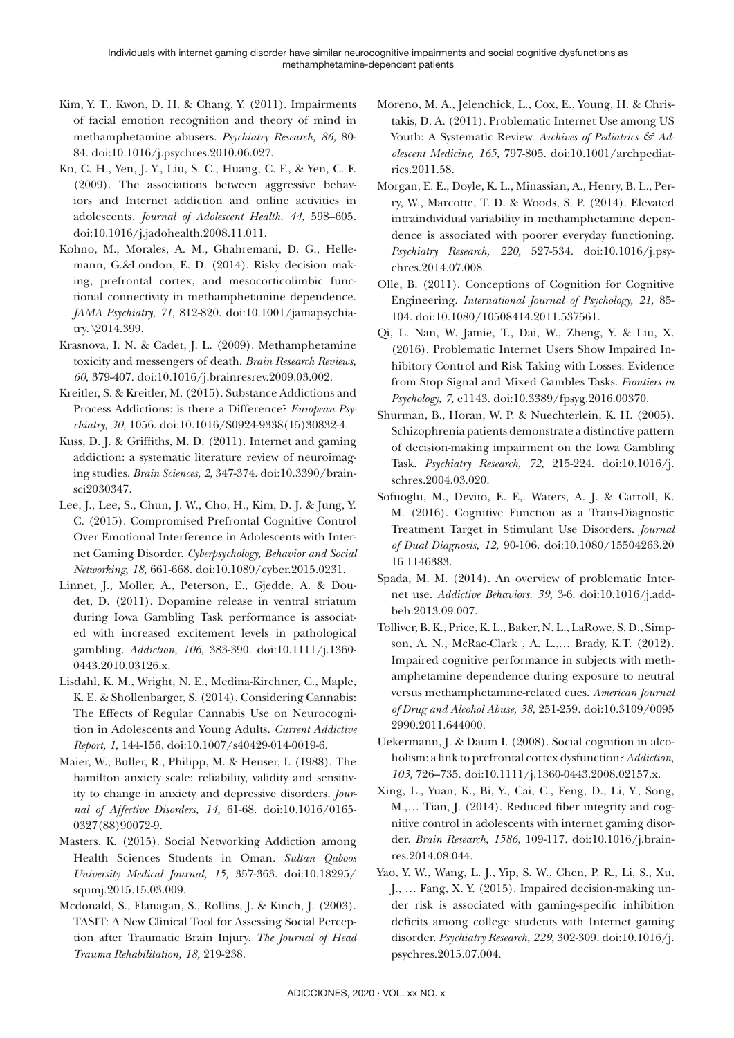Kim, Y. T., Kwon, D. H. & Chang, Y. (2011). Impairments of facial emotion recognition and theory of mind in methamphetamine abusers. *Psychiatry Research, 86,* 80-84. doi:10.1016/j.psychres.2010.06.027.

Ko, C. H., Yen, J. Y., Liu, S. C., Huang, C. F., & Yen, C. F. (2009). The associations between aggressive behaviors and Internet addiction and online activities in adolescents. *Journal of Adolescent Health. 44,* 598–605. doi:10.1016/j.jadohealth.2008.11.011.

Kohno, M., Morales, A. M., Ghahremani, D. G., Hellemann, G.&London, E. D. (2014). Risky decision making, prefrontal cortex, and mesocorticolimbic functional connectivity in methamphetamine dependence. *JAMA Psychiatry, 71,* 812-820. doi:10.1001/jamapsychiatry.\2014.399.

Krasnova, I. N. & Cadet, J. L. (2009). Methamphetamine toxicity and messengers of death. *Brain Research Reviews, 60,* 379-407. doi:10.1016/j.brainresrev.2009.03.002.

Kreitler, S. & Kreitler, M. (2015). Substance Addictions and Process Addictions: is there a Difference? *European Psychiatry, 30,* 1056. doi:10.1016/S0924-9338(15)30832-4.

Kuss, D. J. & Griffiths, M. D. (2011). Internet and gaming addiction: a systematic literature review of neuroimaging studies. *Brain Sciences, 2,* 347-374. doi:10.3390/brainsci2030347.

Lee, J., Lee, S., Chun, J. W., Cho, H., Kim, D. J. & Jung, Y. C. (2015). Compromised Prefrontal Cognitive Control Over Emotional Interference in Adolescents with Internet Gaming Disorder. *Cyberpsychology, Behavior and Social Networking, 18,* 661-668. doi:10.1089/cyber.2015.0231.

Linnet, J., Moller, A., Peterson, E., Gjedde, A. & Doudet, D. (2011). Dopamine release in ventral striatum during Iowa Gambling Task performance is associated with increased excitement levels in pathological gambling. *Addiction, 106,* 383-390. doi:10.1111/j.1360-0443.2010.03126.x.

Lisdahl, K. M., Wright, N. E., Medina-Kirchner, C., Maple, K. E. & Shollenbarger, S. (2014). Considering Cannabis: The Effects of Regular Cannabis Use on Neurocognition in Adolescents and Young Adults. *Current Addictive Report, 1,* 144-156. doi:10.1007/s40429-014-0019-6.

Maier, W., Buller, R., Philipp, M. & Heuser, I. (1988). The hamilton anxiety scale: reliability, validity and sensitivity to change in anxiety and depressive disorders. *Journal of Affective Disorders, 14,* 61-68. doi:10.1016/0165-0327(88)90072-9.

Masters, K. (2015). Social Networking Addiction among Health Sciences Students in Oman. *Sultan Qaboos University Medical Journal, 15,* 357-363. doi:10.18295/squmj.2015.15.03.009.

Mcdonald, S., Flanagan, S., Rollins, J. & Kinch, J. (2003). TASIT: A New Clinical Tool for Assessing Social Perception after Traumatic Brain Injury. *The Journal of Head Trauma Rehabilitation, 18,* 219-238.

Moreno, M. A., Jelenchick, L., Cox, E., Young, H. & Christakis, D. A. (2011). Problematic Internet Use among US Youth: A Systematic Review. *Archives of Pediatrics & Adolescent Medicine, 165,* 797-805. doi:10.1001/archpediatrics.2011.58.

Morgan, E. E., Doyle, K. L., Minassian, A., Henry, B. L., Perry, W., Marcotte, T. D. & Woods, S. P. (2014). Elevated intraindividual variability in methamphetamine dependence is associated with poorer everyday functioning. *Psychiatry Research, 220,* 527-534. doi:10.1016/j.psychres.2014.07.008.

Olle, B. (2011). Conceptions of Cognition for Cognitive Engineering. *International Journal of Psychology, 21,* 85-104. doi:10.1080/10508414.2011.537561.

Qi, L. Nan, W. Jamie, T., Dai, W., Zheng, Y. & Liu, X. (2016). Problematic Internet Users Show Impaired Inhibitory Control and Risk Taking with Losses: Evidence from Stop Signal and Mixed Gambles Tasks. *Frontiers in Psychology, 7,* e1143. doi:10.3389/fpsyg.2016.00370.

Shurman, B., Horan, W. P. & Nuechterlein, K. H. (2005). Schizophrenia patients demonstrate a distinctive pattern of decision-making impairment on the Iowa Gambling Task. *Psychiatry Research, 72,* 215-224. doi:10.1016/j.schres.2004.03.020.

Sofuoglu, M., Devito, E. E,. Waters, A. J. & Carroll, K. M. (2016). Cognitive Function as a Trans-Diagnostic Treatment Target in Stimulant Use Disorders. *Journal of Dual Diagnosis, 12,* 90-106. doi:10.1080/15504263.2016.1146383.

Spada, M. M. (2014). An overview of problematic Internet use. *Addictive Behaviors. 39,* 3-6. doi:10.1016/j.addbeh.2013.09.007.

Tolliver, B. K., Price, K. L., Baker, N. L., LaRowe, S. D., Simpson, A. N., McRae-Clark , A. L.,… Brady, K.T. (2012). Impaired cognitive performance in subjects with methamphetamine dependence during exposure to neutral versus methamphetamine-related cues. *American Journal of Drug and Alcohol Abuse, 38,* 251-259. doi:10.3109/00952990.2011.644000.

Uekermann, J. & Daum I. (2008). Social cognition in alcoholism: a link to prefrontal cortex dysfunction? *Addiction, 103,* 726–735. doi:10.1111/j.1360-0443.2008.02157.x.

Xing, L., Yuan, K., Bi, Y., Cai, C., Feng, D., Li, Y., Song, M.,… Tian, J. (2014). Reduced fiber integrity and cognitive control in adolescents with internet gaming disorder. *Brain Research, 1586,* 109-117. doi:10.1016/j.brainres.2014.08.044.

Yao, Y. W., Wang, L. J., Yip, S. W., Chen, P. R., Li, S., Xu, J., … Fang, X. Y. (2015). Impaired decision-making under risk is associated with gaming-specific inhibition deficits among college students with Internet gaming disorder. *Psychiatry Research, 229,* 302-309. doi:10.1016/j.psychres.2015.07.004.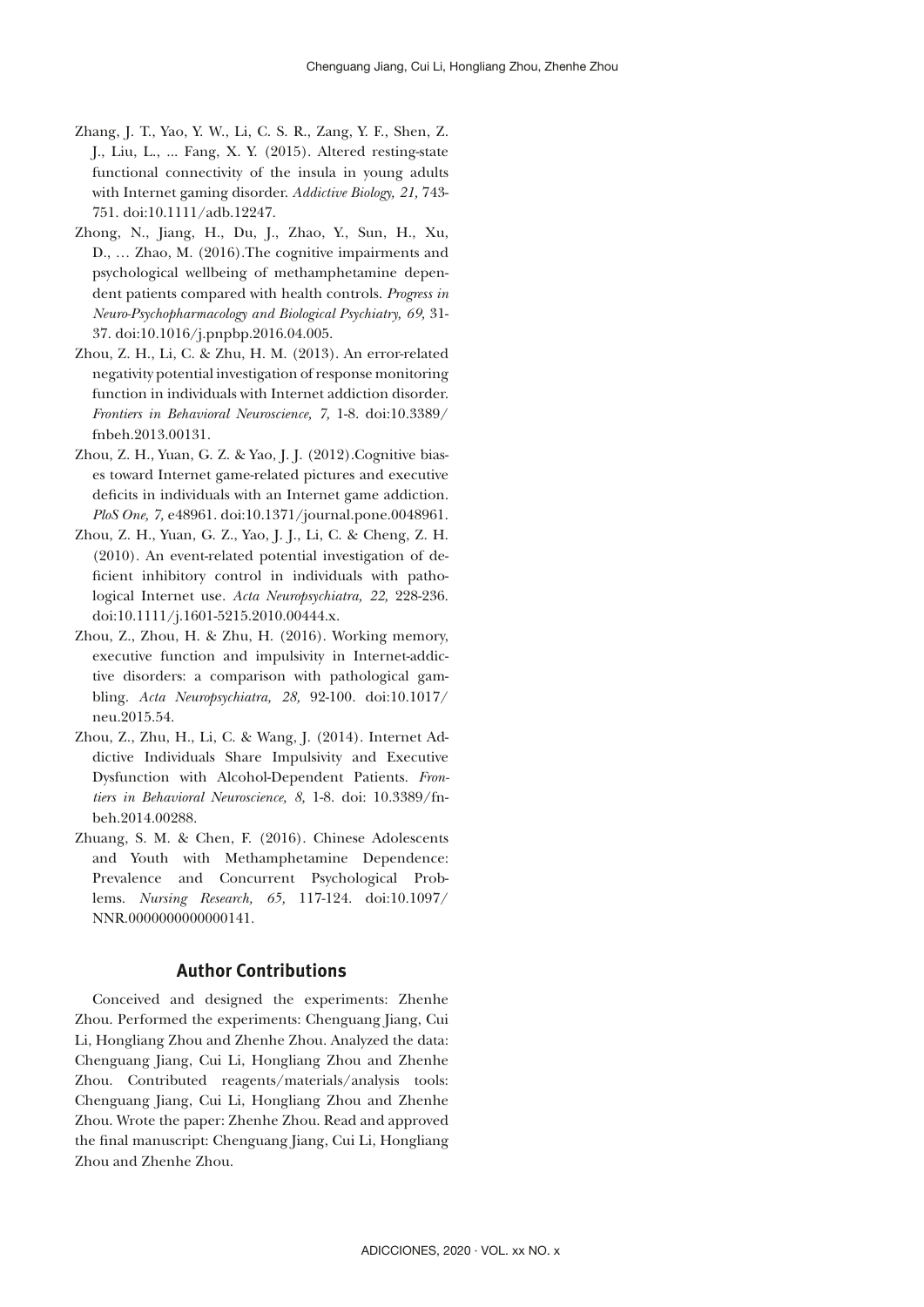Zhang, J. T., Yao, Y. W., Li, C. S. R., Zang, Y. F., Shen, Z. J., Liu, L., ... Fang, X. Y. (2015). Altered resting-state functional connectivity of the insula in young adults with Internet gaming disorder. *Addictive Biology, 21,* 743-751. doi:10.1111/adb.12247.

Zhong, N., Jiang, H., Du, J., Zhao, Y., Sun, H., Xu, D., … Zhao, M. (2016).The cognitive impairments and psychological wellbeing of methamphetamine dependent patients compared with health controls. *Progress in Neuro-Psychopharmacology and Biological Psychiatry, 69,* 31-37. doi:10.1016/j.pnpbp.2016.04.005.

Zhou, Z. H., Li, C. & Zhu, H. M. (2013). An error-related negativity potential investigation of response monitoring function in individuals with Internet addiction disorder. *Frontiers in Behavioral Neuroscience, 7,* 1-8. doi:10.3389/fnbeh.2013.00131.

Zhou, Z. H., Yuan, G. Z. & Yao, J. J. (2012).Cognitive biases toward Internet game-related pictures and executive deficits in individuals with an Internet game addiction. *PloS One, 7,* e48961. doi:10.1371/journal.pone.0048961.

Zhou, Z. H., Yuan, G. Z., Yao, J. J., Li, C. & Cheng, Z. H. (2010). An event-related potential investigation of deficient inhibitory control in individuals with pathological Internet use. *Acta Neuropsychiatra, 22,* 228-236. doi:10.1111/j.1601-5215.2010.00444.x.

Zhou, Z., Zhou, H. & Zhu, H. (2016). Working memory, executive function and impulsivity in Internet-addictive disorders: a comparison with pathological gambling. *Acta Neuropsychiatra, 28,* 92-100. doi:10.1017/neu.2015.54.

Zhou, Z., Zhu, H., Li, C. & Wang, J. (2014). Internet Addictive Individuals Share Impulsivity and Executive Dysfunction with Alcohol-Dependent Patients. *Frontiers in Behavioral Neuroscience, 8,* 1-8. doi: 10.3389/fnbeh.2014.00288.

Zhuang, S. M. & Chen, F. (2016). Chinese Adolescents and Youth with Methamphetamine Dependence: Prevalence and Concurrent Psychological Problems. *Nursing Research, 65,* 117-124. doi:10.1097/NNR.0000000000000141.

## Author Contributions

Conceived and designed the experiments: Zhenhe Zhou. Performed the experiments: Chenguang Jiang, Cui Li, Hongliang Zhou and Zhenhe Zhou. Analyzed the data: Chenguang Jiang, Cui Li, Hongliang Zhou and Zhenhe Zhou. Contributed reagents/materials/analysis tools: Chenguang Jiang, Cui Li, Hongliang Zhou and Zhenhe Zhou. Wrote the paper: Zhenhe Zhou. Read and approved the final manuscript: Chenguang Jiang, Cui Li, Hongliang Zhou and Zhenhe Zhou.